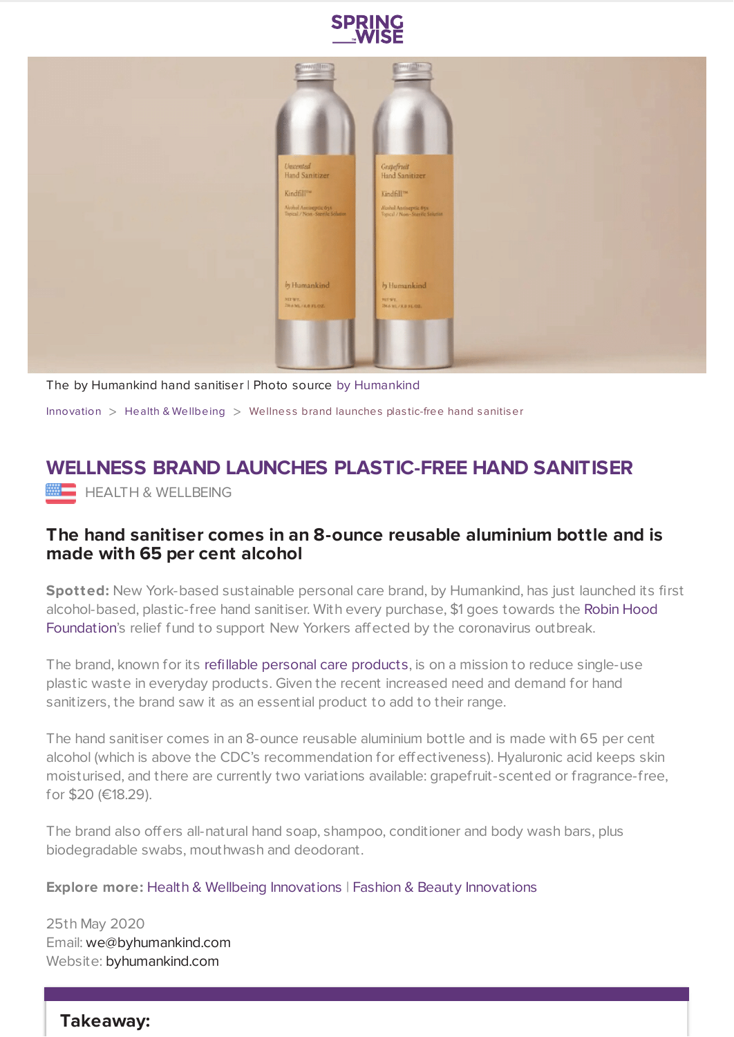SPRING WISE

The by Humankind hand sanitiser | Photo source by Humankind

Innovation > Health & Wellbeing > Wellness brand launches plastic-free hand sanitiser

# WELLNESS BRAND LAUNCHES PLASTIC-FREE HAND SANITISER

HEALTH & WELLBEING

## The hand sanitiser comes in an 8-ounce reusable aluminium bottle and is made with 65 per cent alcohol

**Spotted:** New York-based sustainable personal care brand, by Humankind, has just launched its first alcohol-based, plastic-free hand sanitiser. With every purchase, $1 goes towards the Robin Hood Foundation's relief fund to support New Yorkers affected by the coronavirus outbreak.

The brand, known for its refillable personal care products, is on a mission to reduce single-use plastic waste in everyday products. Given the recent increased need and demand for hand sanitizers, the brand saw it as an essential product to add to their range.

The hand sanitiser comes in an 8-ounce reusable aluminium bottle and is made with 65 per cent alcohol (which is above the CDC's recommendation for effectiveness). Hyaluronic acid keeps skin moisturised, and there are currently two variations available: grapefruit-scented or fragrance-free, for $20 (€18.29).

The brand also offers all-natural hand soap, shampoo, conditioner and body wash bars, plus biodegradable swabs, mouthwash and deodorant.

**Explore more:** Health & Wellbeing Innovations | Fashion & Beauty Innovations

25th May 2020
Email: we@byhumankind.com
Website: byhumankind.com

**Takeaway:**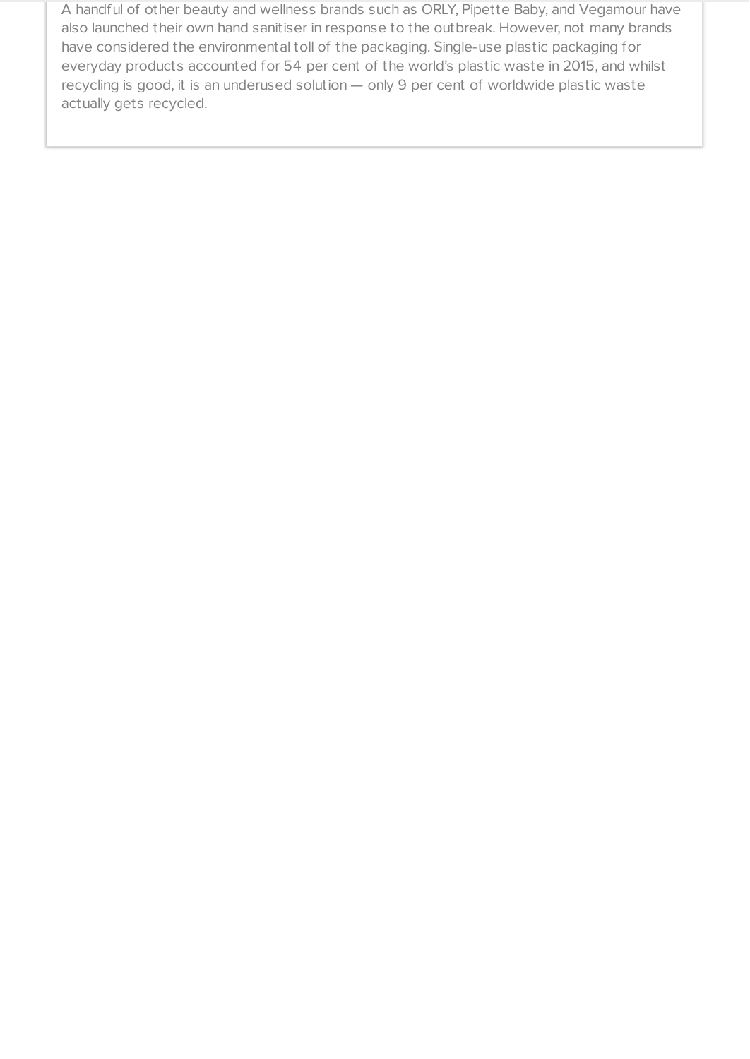A handful of other beauty and wellness brands such as ORLY, Pipette Baby, and Vegamour have also launched their own hand sanitiser in response to the outbreak. However, not many brands have considered the environmental toll of the packaging. Single-use plastic packaging for everyday products accounted for 54 per cent of the world's plastic waste in 2015, and whilst recycling is good, it is an underused solution — only 9 per cent of worldwide plastic waste actually gets recycled.